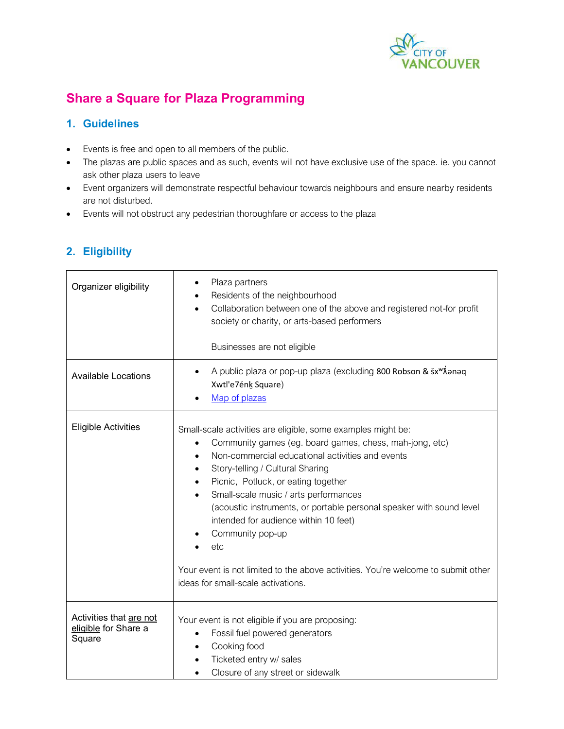# Share a Square for Plaza Programming

## 1. Guidelines

- Events is free and open to all members of the public.
- The plazas are public spaces and as such, events will not have exclusive use of the space. ie. you cannot ask other plaza users to leave
- Event organizers will demonstrate respectful behaviour towards neighbours and ensure nearby residents are not disturbed.
- Events will not obstruct any pedestrian thoroughfare or access to the plaza

## 2. Eligibility

| | |
|---|---|
| Organizer eligibility | • Plaza partners<br>• Residents of the neighbourhood<br>• Collaboration between one of the above and registered not-for profit society or charity, or arts-based performers<br><br>Businesses are not eligible |
| Available Locations | • A public plaza or pop-up plaza (excluding 800 Robson & šxʷƛ̓ənəq Xwtl'e7énḵ Square)<br>• Map of plazas |
| Eligible Activities | Small-scale activities are eligible, some examples might be:<br>• Community games (eg. board games, chess, mah-jong, etc)<br>• Non-commercial educational activities and events<br>• Story-telling / Cultural Sharing<br>• Picnic, Potluck, or eating together<br>• Small-scale music / arts performances (acoustic instruments, or portable personal speaker with sound level intended for audience within 10 feet)<br>• Community pop-up<br>• etc<br><br>Your event is not limited to the above activities. You're welcome to submit other ideas for small-scale activations. |
| Activities that are not eligible for Share a Square | Your event is not eligible if you are proposing:<br>• Fossil fuel powered generators<br>• Cooking food<br>• Ticketed entry w/ sales<br>• Closure of any street or sidewalk |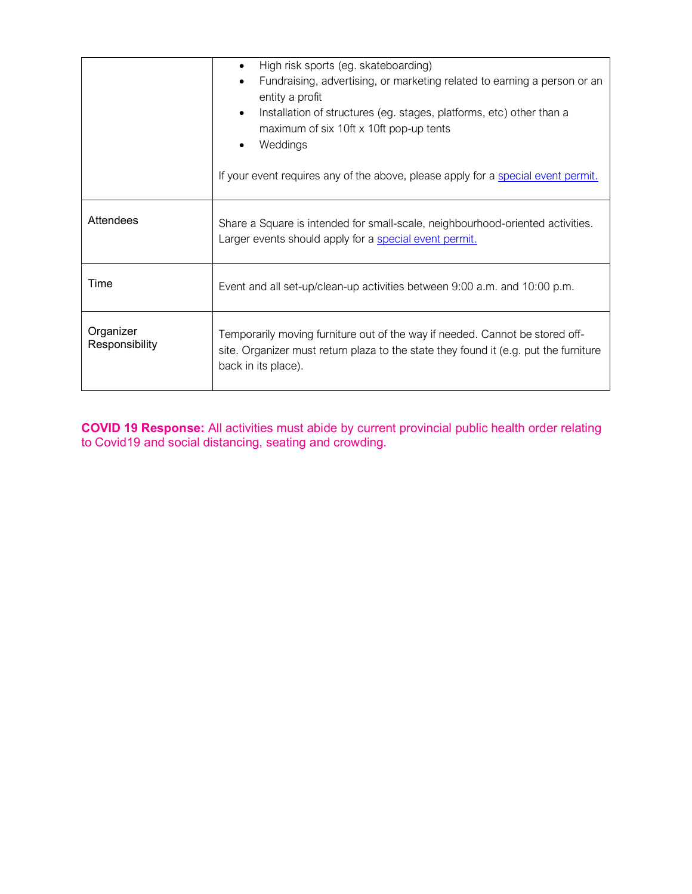| | |
|---|---|
| | • High risk sports (eg. skateboarding)<br>• Fundraising, advertising, or marketing related to earning a person or an entity a profit<br>• Installation of structures (eg. stages, platforms, etc) other than a maximum of six 10ft x 10ft pop-up tents<br>• Weddings<br><br>If your event requires any of the above, please apply for a [special event permit.]() |
| Attendees | Share a Square is intended for small-scale, neighbourhood-oriented activities. Larger events should apply for a [special event permit.]() |
| Time | Event and all set-up/clean-up activities between 9:00 a.m. and 10:00 p.m. |
| Organizer Responsibility | Temporarily moving furniture out of the way if needed. Cannot be stored off-site. Organizer must return plaza to the state they found it (e.g. put the furniture back in its place). |

**COVID 19 Response:** All activities must abide by current provincial public health order relating to Covid19 and social distancing, seating and crowding.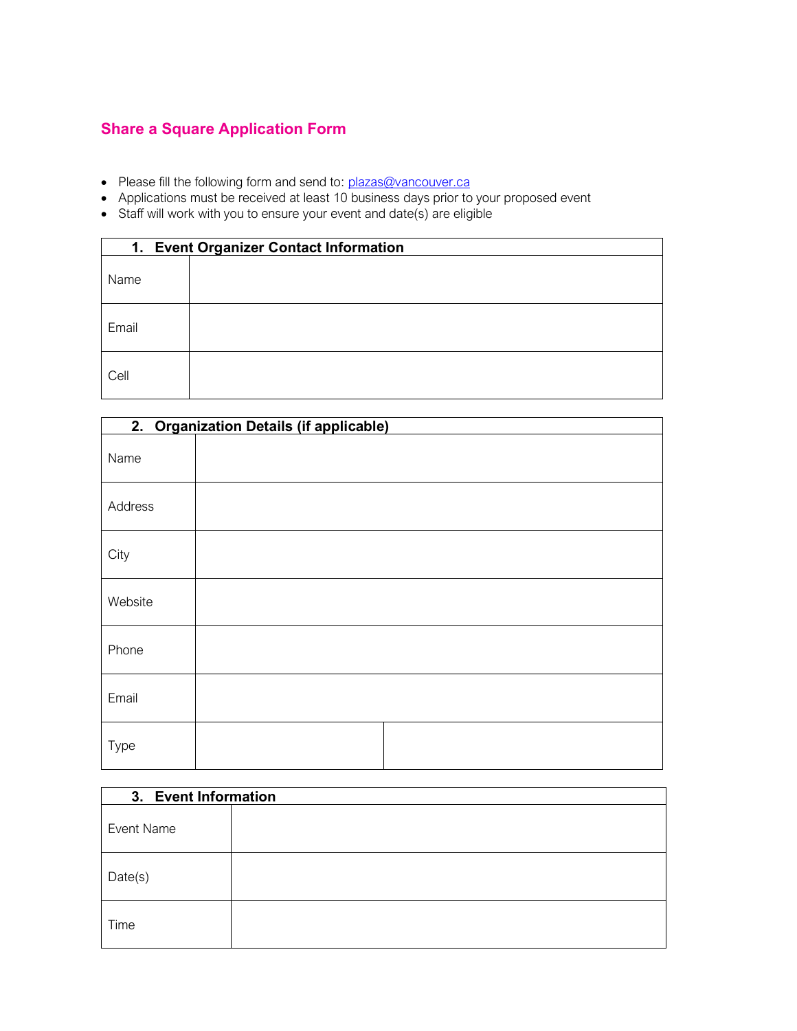## Share a Square Application Form

- Please fill the following form and send to: plazas@vancouver.ca
- Applications must be received at least 10 business days prior to your proposed event
- Staff will work with you to ensure your event and date(s) are eligible

| 1. Event Organizer Contact Information | |
|---|---|
| Name | |
| Email | |
| Cell | |

| 2. Organization Details (if applicable) | | |
|---|---|---|
| Name | | |
| Address | | |
| City | | |
| Website | | |
| Phone | | |
| Email | | |
| Type | | |

| 3. Event Information | |
|---|---|
| Event Name | |
| Date(s) | |
| Time | |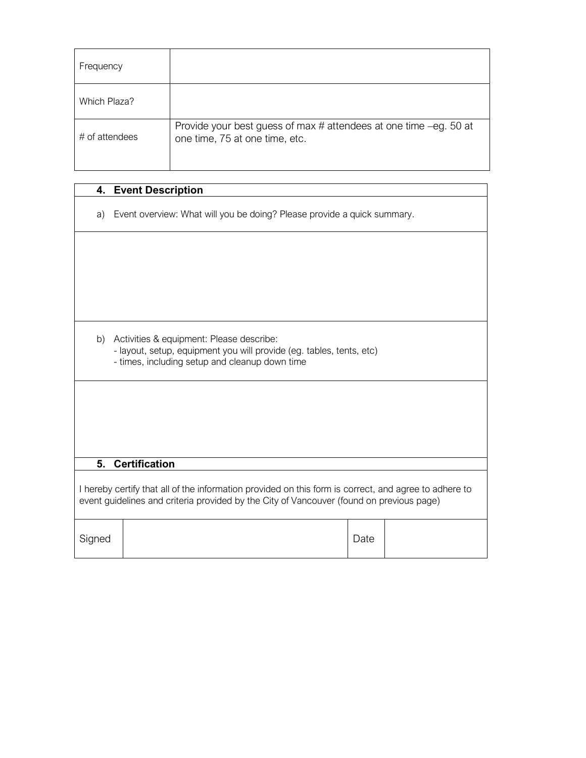| | |
|---|---|
| Frequency | |
| Which Plaza? | |
| # of attendees | Provide your best guess of max # attendees at one time –eg. 50 at one time, 75 at one time, etc. |

## 4. Event Description

a) Event overview: What will you be doing? Please provide a quick summary.

b) Activities & equipment: Please describe:
- layout, setup, equipment you will provide (eg. tables, tents, etc)
- times, including setup and cleanup down time

## 5. Certification

I hereby certify that all of the information provided on this form is correct, and agree to adhere to event guidelines and criteria provided by the City of Vancouver (found on previous page)

| | | | |
|---|---|---|---|
| Signed | | Date | |